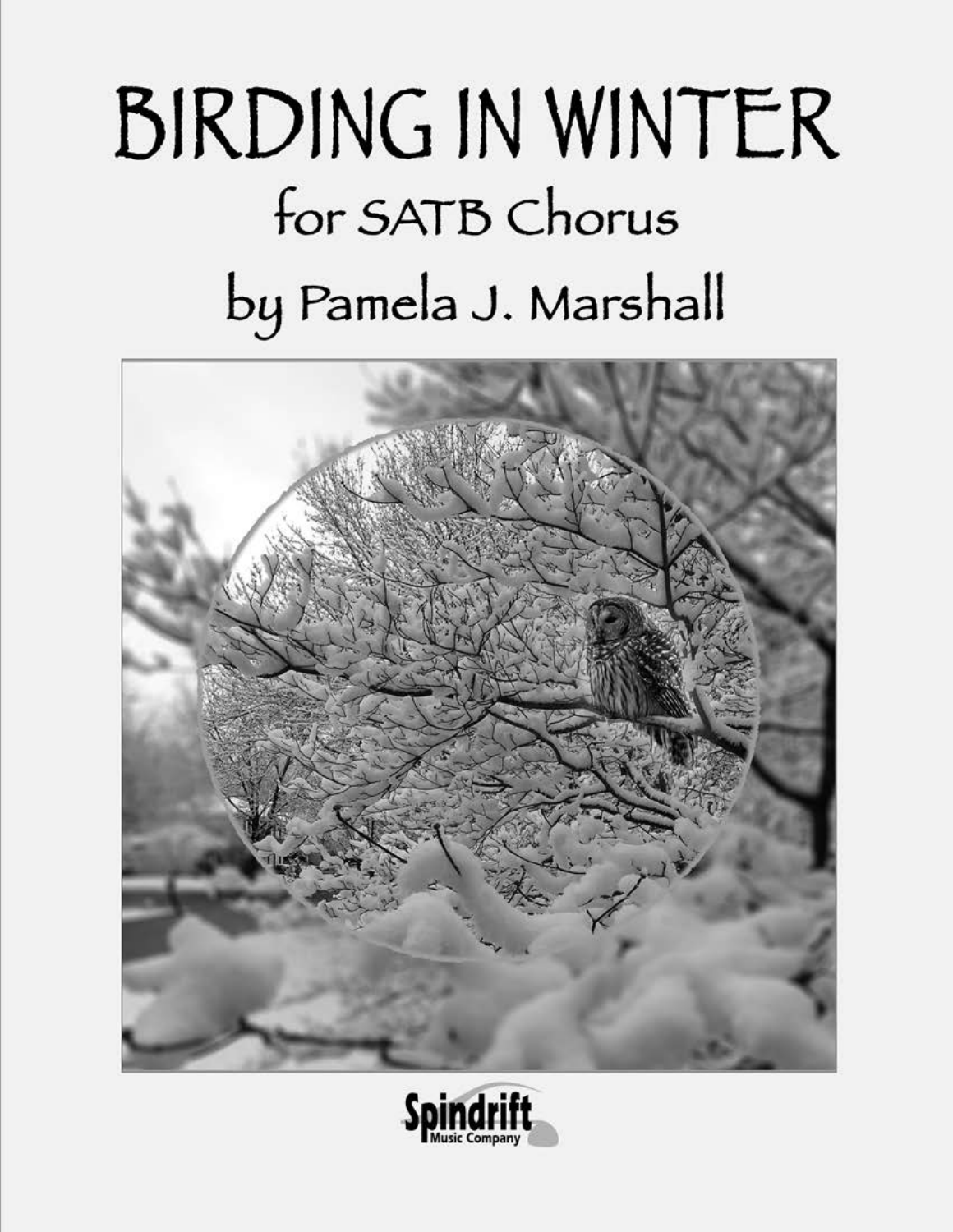# BIRDING IN WINTER

## for SATB Chorus

## by Pamela J. Marshall

Spindrift Music Company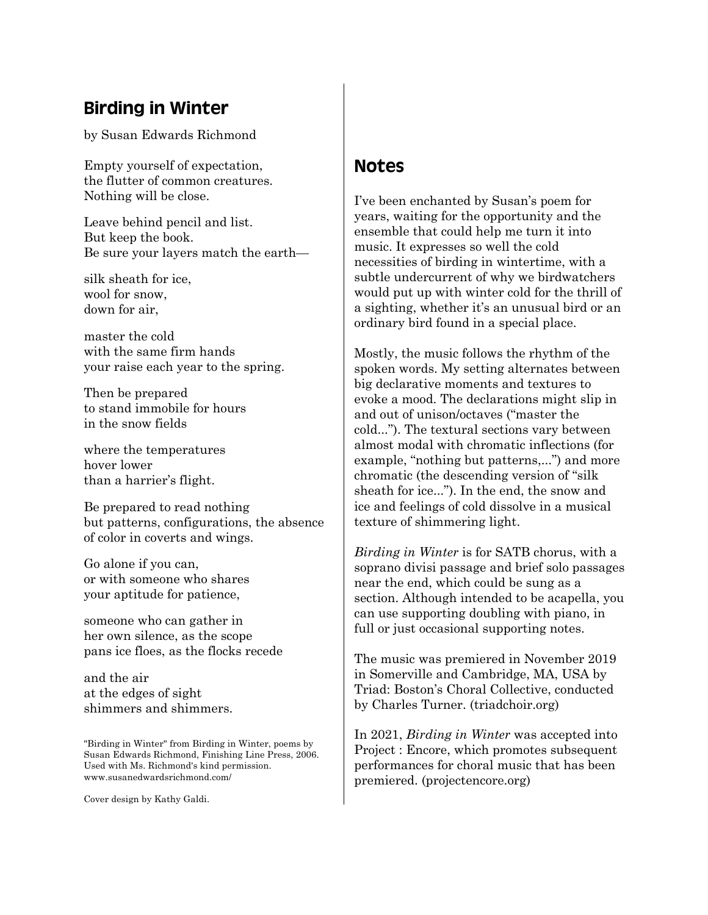## Birding in Winter

by Susan Edwards Richmond

Empty yourself of expectation,
the flutter of common creatures.
Nothing will be close.

Leave behind pencil and list.
But keep the book.
Be sure your layers match the earth—

silk sheath for ice,
wool for snow,
down for air,

master the cold
with the same firm hands
your raise each year to the spring.

Then be prepared
to stand immobile for hours
in the snow fields

where the temperatures
hover lower
than a harrier's flight.

Be prepared to read nothing
but patterns, configurations, the absence
of color in coverts and wings.

Go alone if you can,
or with someone who shares
your aptitude for patience,

someone who can gather in
her own silence, as the scope
pans ice floes, as the flocks recede

and the air
at the edges of sight
shimmers and shimmers.

"Birding in Winter" from Birding in Winter, poems by Susan Edwards Richmond, Finishing Line Press, 2006. Used with Ms. Richmond's kind permission. www.susanedwardsrichmond.com/

Cover design by Kathy Galdi.

## Notes

I've been enchanted by Susan's poem for years, waiting for the opportunity and the ensemble that could help me turn it into music. It expresses so well the cold necessities of birding in wintertime, with a subtle undercurrent of why we birdwatchers would put up with winter cold for the thrill of a sighting, whether it's an unusual bird or an ordinary bird found in a special place.

Mostly, the music follows the rhythm of the spoken words. My setting alternates between big declarative moments and textures to evoke a mood. The declarations might slip in and out of unison/octaves ("master the cold..."). The textural sections vary between almost modal with chromatic inflections (for example, "nothing but patterns,...") and more chromatic (the descending version of "silk sheath for ice..."). In the end, the snow and ice and feelings of cold dissolve in a musical texture of shimmering light.

*Birding in Winter* is for SATB chorus, with a soprano divisi passage and brief solo passages near the end, which could be sung as a section. Although intended to be acapella, you can use supporting doubling with piano, in full or just occasional supporting notes.

The music was premiered in November 2019 in Somerville and Cambridge, MA, USA by Triad: Boston's Choral Collective, conducted by Charles Turner. (triadchoir.org)

In 2021, *Birding in Winter* was accepted into Project : Encore, which promotes subsequent performances for choral music that has been premiered. (projectencore.org)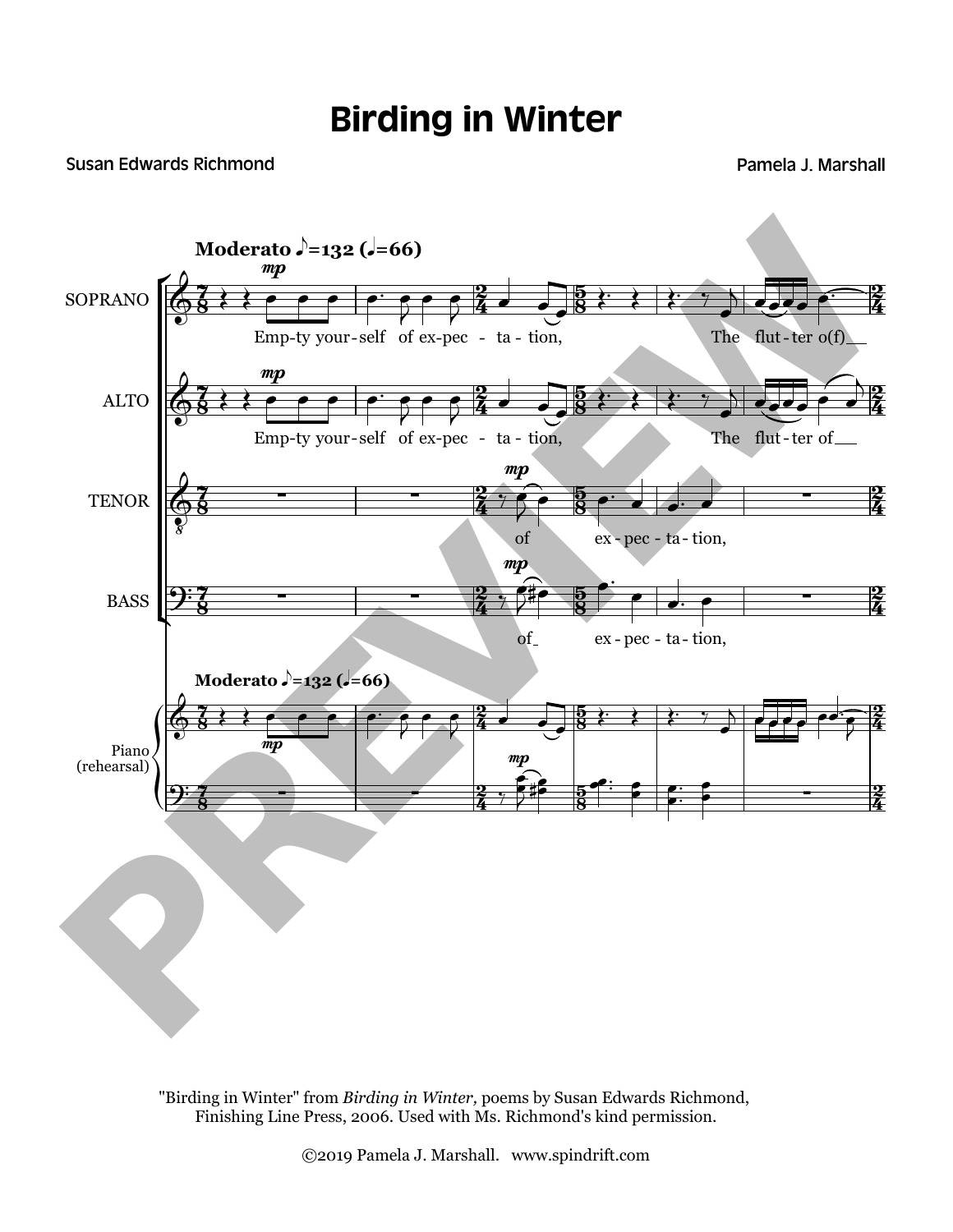# Birding in Winter

Susan Edwards Richmond

Pamela J. Marshall

"Birding in Winter" from *Birding in Winter,* poems by Susan Edwards Richmond, Finishing Line Press, 2006. Used with Ms. Richmond's kind permission.

©2019 Pamela J. Marshall. www.spindrift.com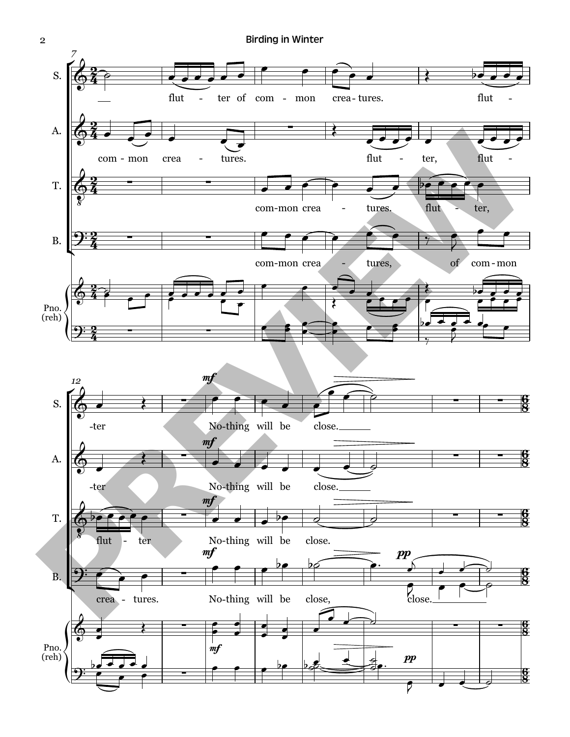S.: flut - ter of com - mon crea - tures. flut - -ter Nothing will be close.

A.: com - mon crea - tures. flut - ter, flut - -ter Nothing will be close.

T.: com-mon crea - tures. flut - ter, flut - ter Nothing will be close.

B.: com-mon crea - tures, of com-mon crea - tures. Nothing will be close, close.

Pno. (reh)

*mf* *pp*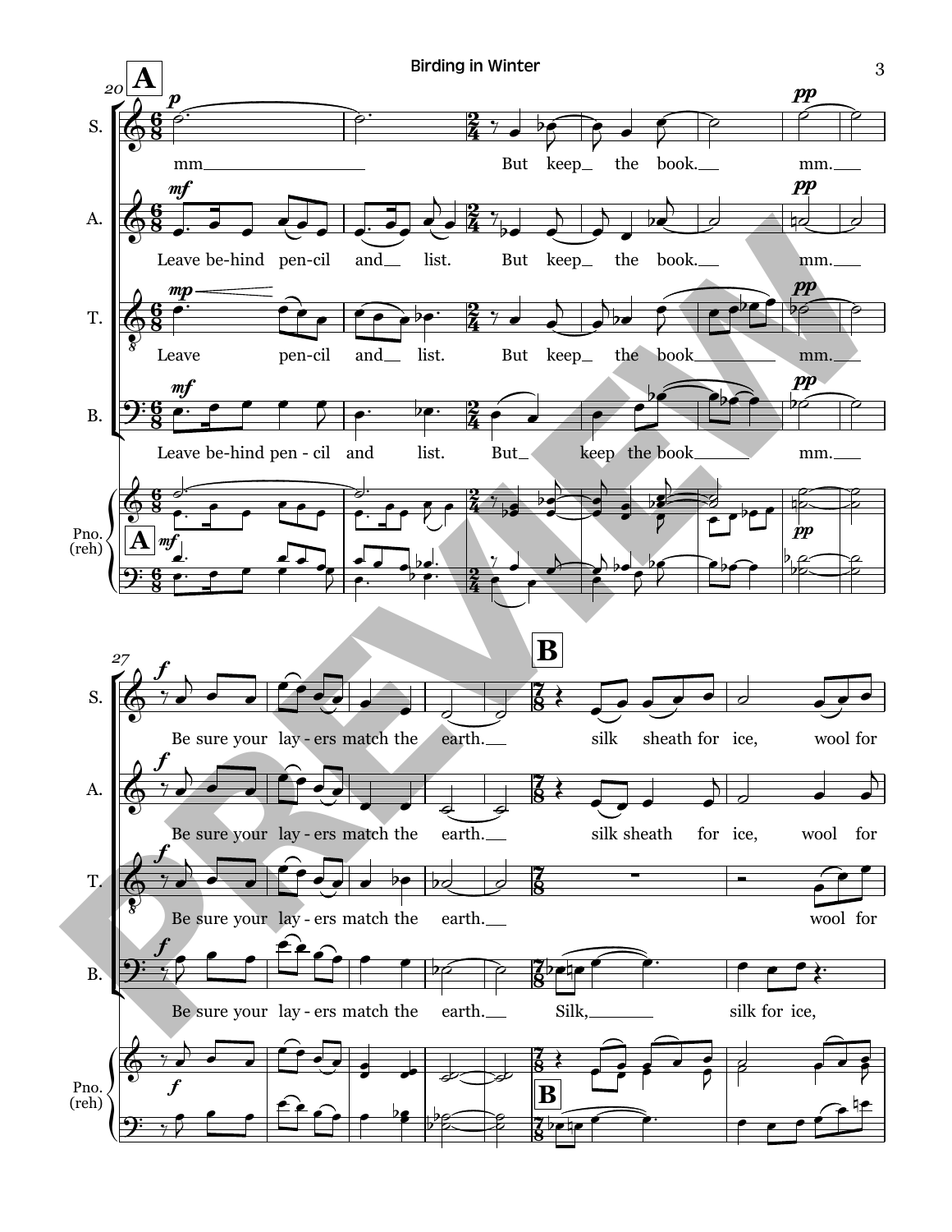**A**

S. mm But keep the book. mm.

A. Leave be-hind pen-cil and list. But keep the book. mm.

T. Leave pen-cil and list. But keep the book mm.

B. Leave be-hind pen-cil and list. But keep the book mm.

Pno. (reh)

**B**

S. Be sure your lay-ers match the earth. silk sheath for ice, wool for

A. Be sure your lay-ers match the earth. silk sheath for ice, wool for

T. Be sure your lay-ers match the earth. wool for

B. Be sure your lay-ers match the earth. Silk, silk for ice,

Pno. (reh)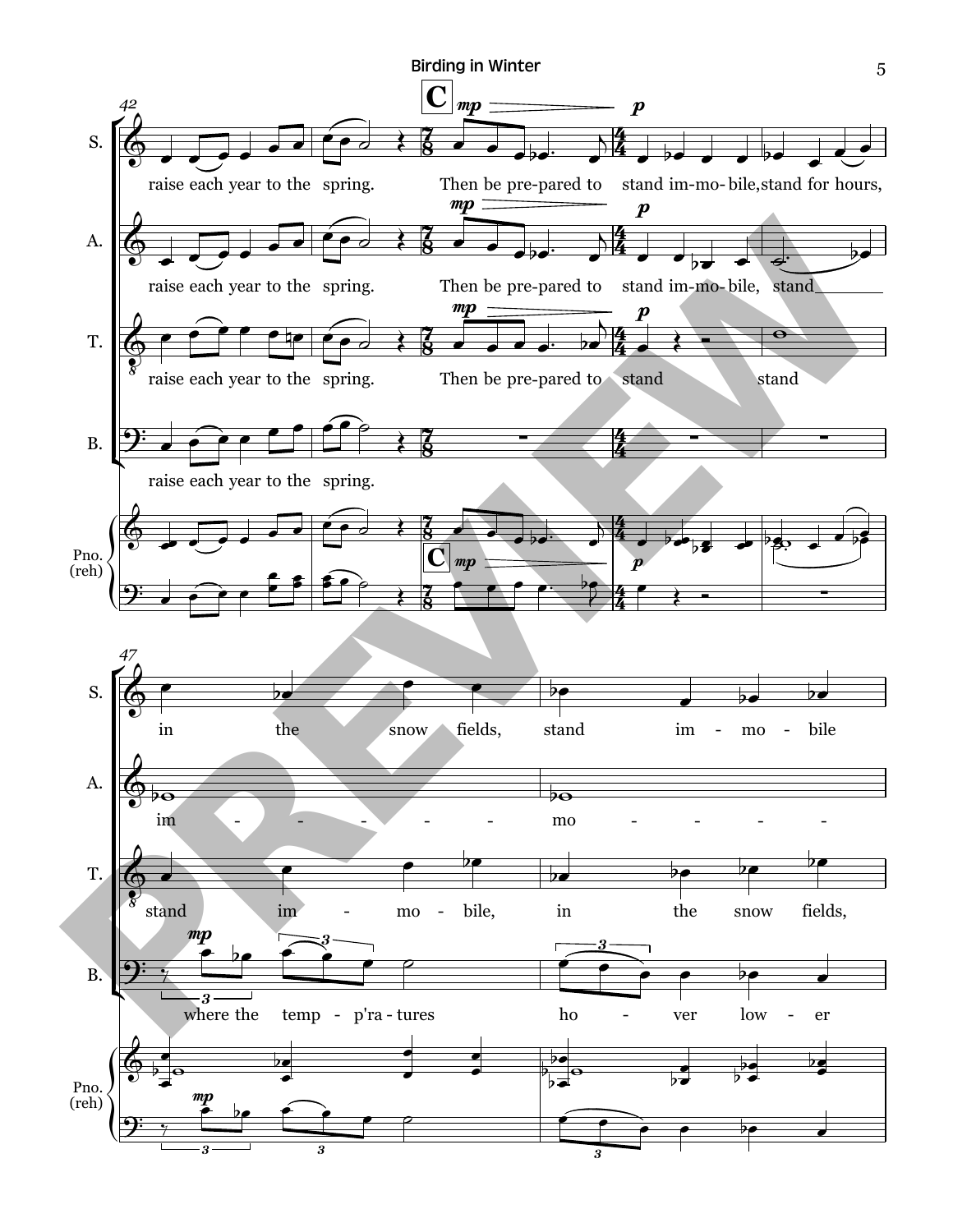**C**

S. raise each year to the spring. Then be pre-pared to stand im-mo-bile, stand for hours, in the snow fields, stand im - mo - bile

A. raise each year to the spring. Then be pre-pared to stand im-mo-bile, stand im - - - - - mo - - - - -

T. raise each year to the spring. Then be pre-pared to stand stand stand im - mo - bile, in the snow fields,

B. raise each year to the spring. where the temp - p'ra - tures ho - ver low - er

Pno. (reh)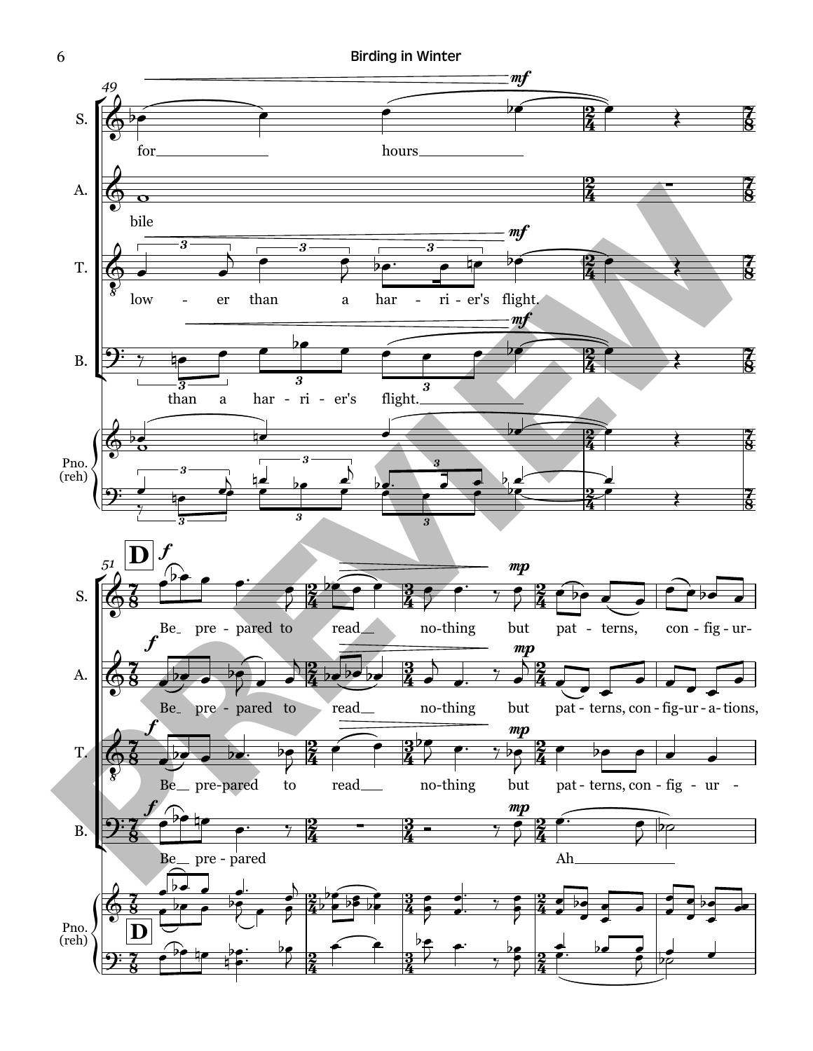49

S.: for ___ hours ___

A.: bile

T.: low - er than a har - ri - er's flight.

B.: than a har - ri - er's flight. ___

Pno. (reh)

51 **D**

S.: Be_ pre - pared to read__ no-thing but pat - terns, con - fig - ur-

A.: Be_ pre - pared to read__ no-thing but pat - terns, con - fig - ur - a - tions,

T.: Be__ pre-pared to read___ no-thing but pat - terns, con - fig - ur -

B.: Be__ pre - pared Ah ___

Pno. (reh)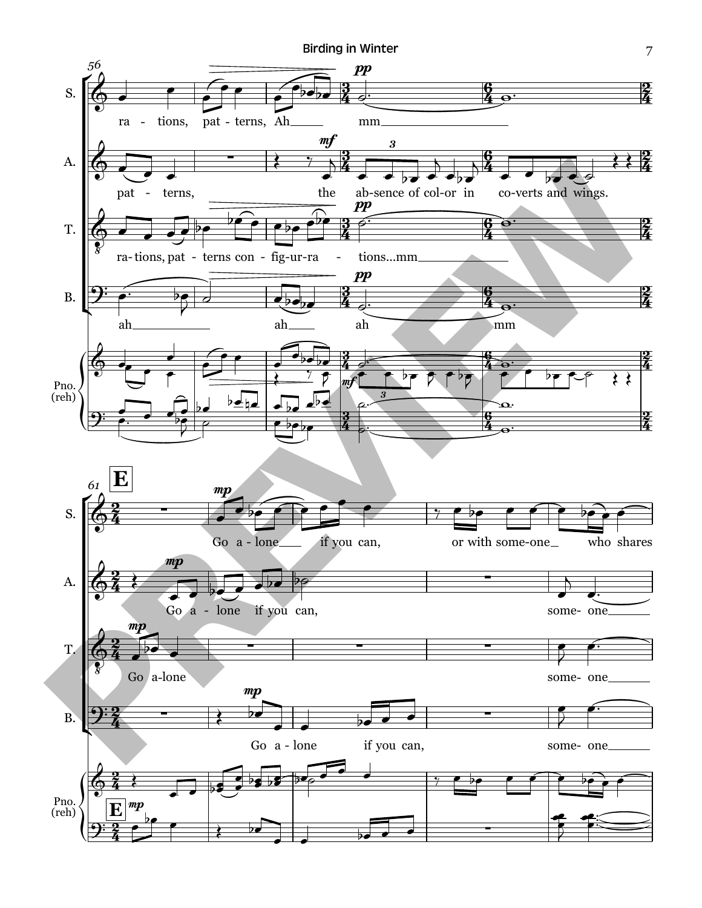**S.** ra - tions, pat - terns, Ah mm

**A.** pat - terns, the ab-sence of col-or in co-verts and wings.

**T.** ra- tions, pat - terns con - fig-ur-ra - tions...mm

**B.** ah ah ah mm

**E**

**S.** Go a - lone if you can, or with some-one who shares

**A.** Go a - lone if you can, some- one

**T.** Go a-lone some- one

**B.** Go a - lone if you can, some- one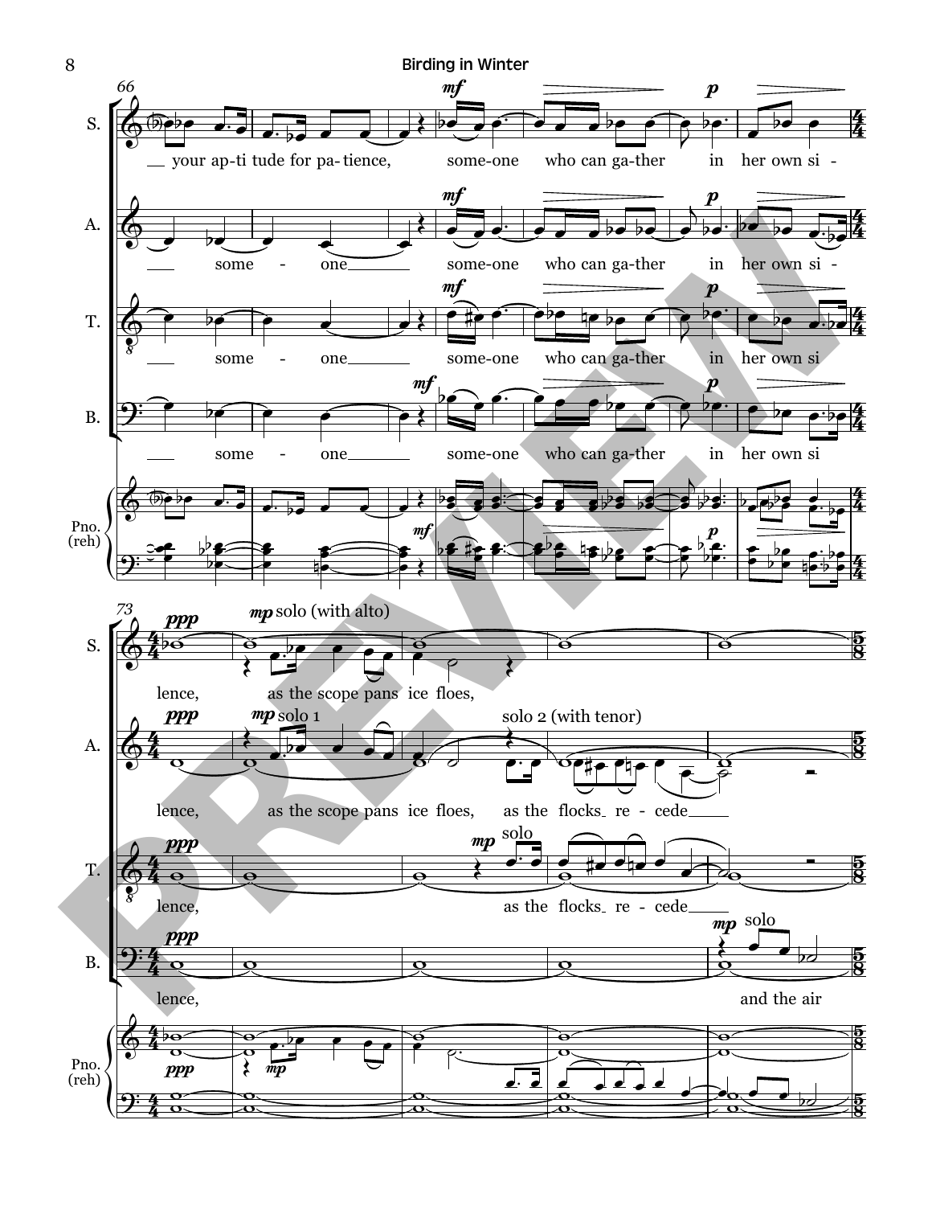66

S. your ap-ti tude for pa- tience, some-one who can ga-ther in her own si - lence,

A. some - one some-one who can ga-ther in her own si - lence,

T. some - one some-one who can ga-ther in her own si lence,

B. some - one some-one who can ga-ther in her own si lence,

73

S. *mp* solo (with alto) as the scope pans ice floes,

A. *mp* solo 1 as the scope pans ice floes, solo 2 (with tenor) as the flocks re - cede

T. *mp* solo as the flocks re - cede

B. *mp* solo and the air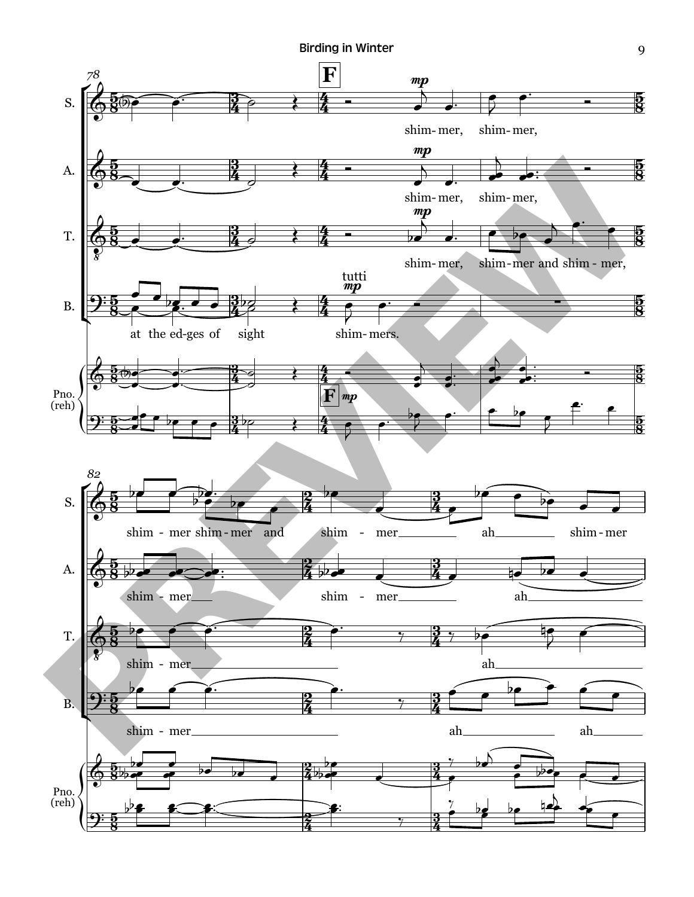78

**F**

S.

A.

T.

B.

shim- mer, shim- mer,

shim- mer, shim- mer,

shim- mer, shim- mer and shim - mer,

tutti

*mp*

at the ed- ges of sight shim- mers.

Pno. (reh)

82

shim - mer shim- mer and shim - mer ah shim- mer

shim - mer shim - mer ah

shim - mer ah

shim - mer ah ah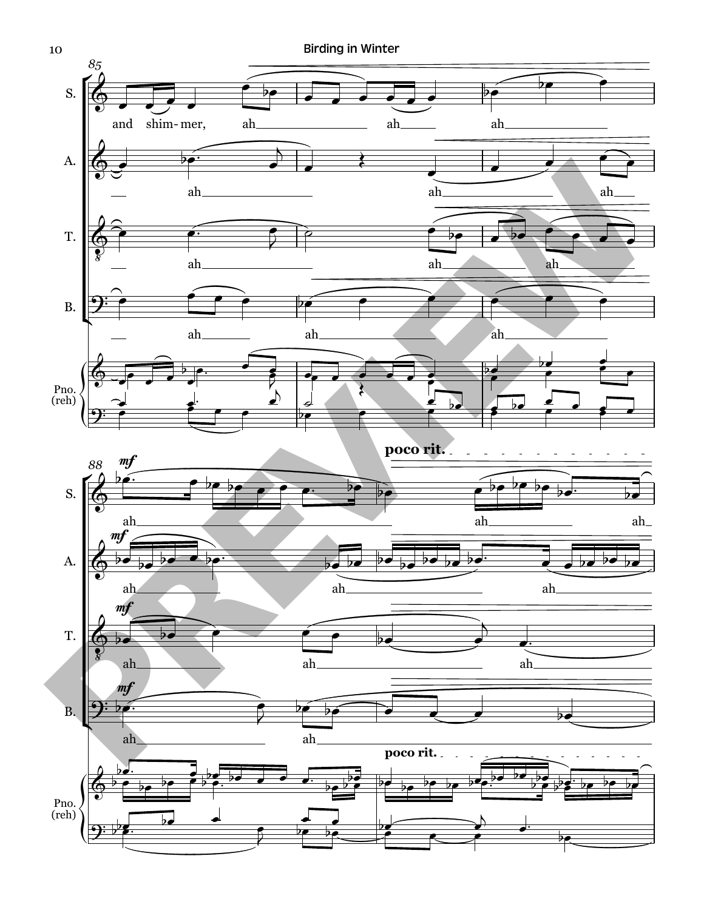S.

and shim- mer, ah ah ah

A.

ah ah ah

T.

ah ah ah

B.

ah ah ah

Pno. (reh)

*mf*

poco rit.

S.

ah ah ah

A.

ah ah ah

T.

ah ah ah

B.

ah ah

Pno. (reh)

poco rit.

PREVIEW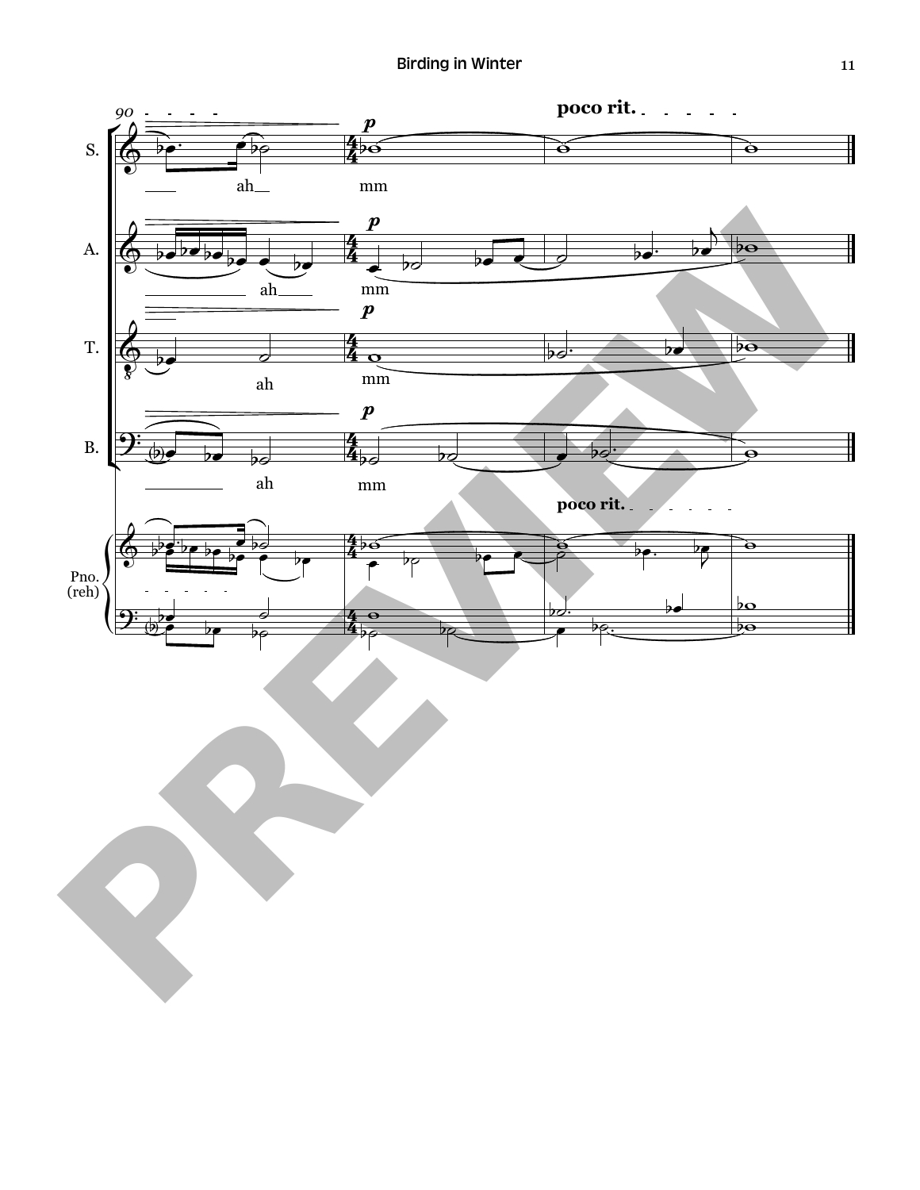90

poco rit.

S. ah mm

A. ah mm

T. ah mm

B. ah mm

poco rit.

Pno. (reh)

PREVIEW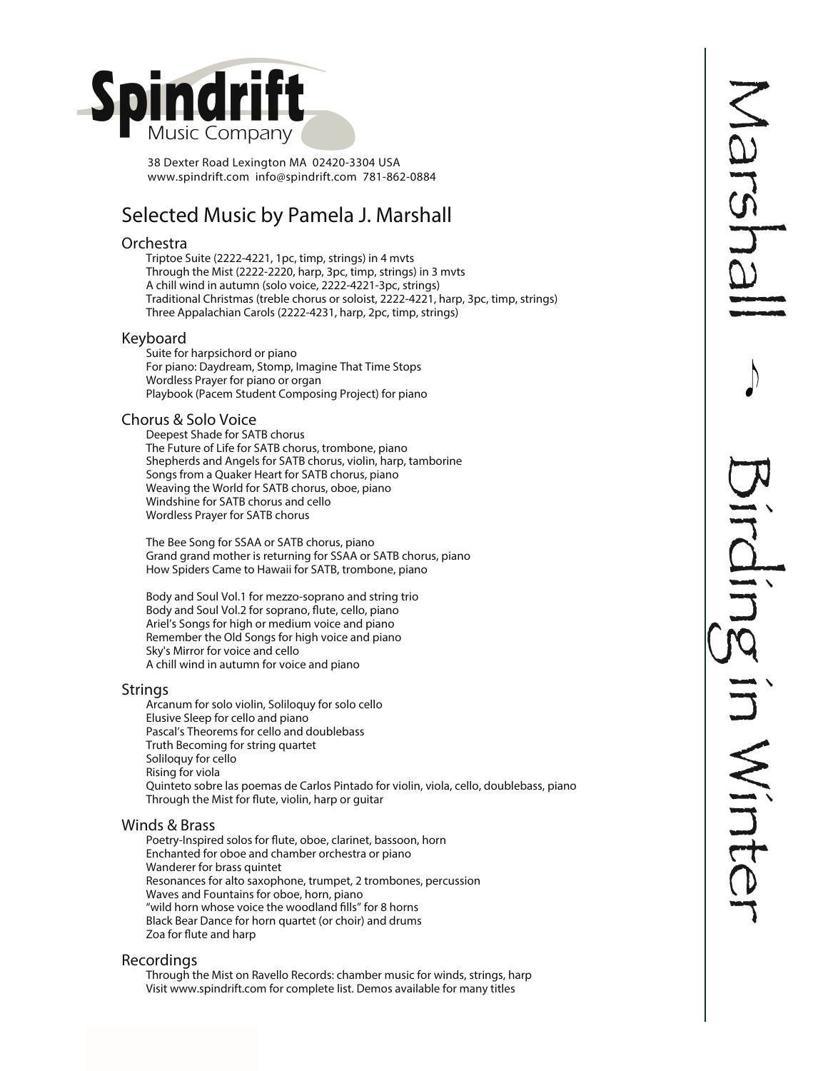**Spindrift** Music Company

38 Dexter Road Lexington MA 02420-3304 USA
www.spindrift.com info@spindrift.com 781-862-0884

# Selected Music by Pamela J. Marshall

## Orchestra

Triptoe Suite (2222-4221, 1pc, timp, strings) in 4 mvts
Through the Mist (2222-2220, harp, 3pc, timp, strings) in 3 mvts
A chill wind in autumn (solo voice, 2222-4221-3pc, strings)
Traditional Christmas (treble chorus or soloist, 2222-4221, harp, 3pc, timp, strings)
Three Appalachian Carols (2222-4231, harp, 2pc, timp, strings)

## Keyboard

Suite for harpsichord or piano
For piano: Daydream, Stomp, Imagine That Time Stops
Wordless Prayer for piano or organ
Playbook (Pacem Student Composing Project) for piano

## Chorus & Solo Voice

Deepest Shade for SATB chorus
The Future of Life for SATB chorus, trombone, piano
Shepherds and Angels for SATB chorus, violin, harp, tamborine
Songs from a Quaker Heart for SATB chorus, piano
Weaving the World for SATB chorus, oboe, piano
Windshine for SATB chorus and cello
Wordless Prayer for SATB chorus

The Bee Song for SSAA or SATB chorus, piano
Grand grand mother is returning for SSAA or SATB chorus, piano
How Spiders Came to Hawaii for SATB, trombone, piano

Body and Soul Vol.1 for mezzo-soprano and string trio
Body and Soul Vol.2 for soprano, flute, cello, piano
Ariel's Songs for high or medium voice and piano
Remember the Old Songs for high voice and piano
Sky's Mirror for voice and cello
A chill wind in autumn for voice and piano

## Strings

Arcanum for solo violin, Soliloquy for solo cello
Elusive Sleep for cello and piano
Pascal's Theorems for cello and doublebass
Truth Becoming for string quartet
Soliloquy for cello
Rising for viola
Quinteto sobre las poemas de Carlos Pintado for violin, viola, cello, doublebass, piano
Through the Mist for flute, violin, harp or guitar

## Winds & Brass

Poetry-Inspired solos for flute, oboe, clarinet, bassoon, horn
Enchanted for oboe and chamber orchestra or piano
Wanderer for brass quintet
Resonances for alto saxophone, trumpet, 2 trombones, percussion
Waves and Fountains for oboe, horn, piano
"wild horn whose voice the woodland fills" for 8 horns
Black Bear Dance for horn quartet (or choir) and drums
Zoa for flute and harp

## Recordings

Through the Mist on Ravello Records: chamber music for winds, strings, harp
Visit www.spindrift.com for complete list. Demos available for many titles